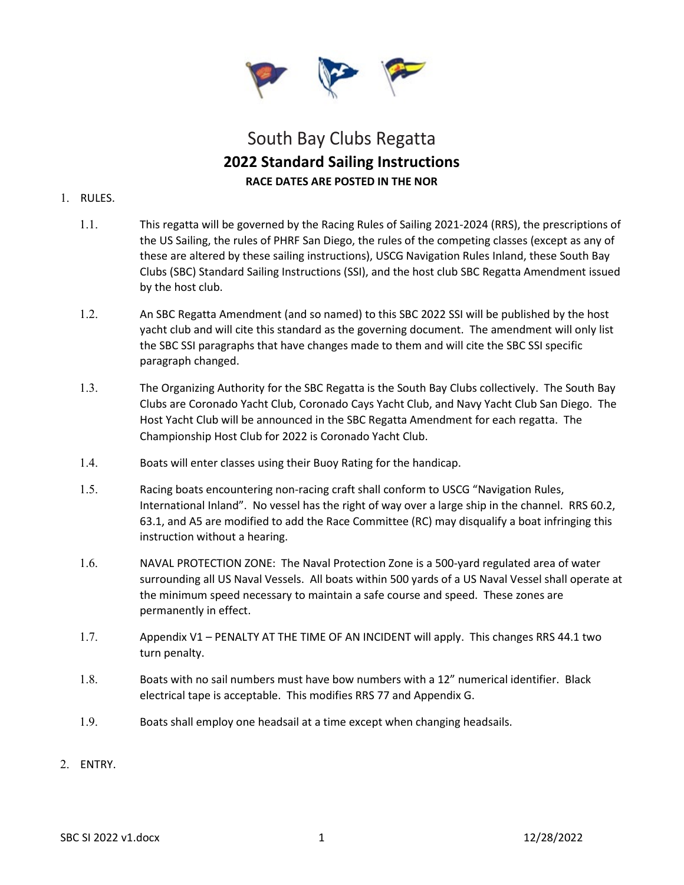# South Bay Clubs Regatta

## 2022 Standard Sailing Instructions

**RACE DATES ARE POSTED IN THE NOR**

1. RULES.

   1.1. This regatta will be governed by the Racing Rules of Sailing 2021-2024 (RRS), the prescriptions of the US Sailing, the rules of PHRF San Diego, the rules of the competing classes (except as any of these are altered by these sailing instructions), USCG Navigation Rules Inland, these South Bay Clubs (SBC) Standard Sailing Instructions (SSI), and the host club SBC Regatta Amendment issued by the host club.

   1.2. An SBC Regatta Amendment (and so named) to this SBC 2022 SSI will be published by the host yacht club and will cite this standard as the governing document. The amendment will only list the SBC SSI paragraphs that have changes made to them and will cite the SBC SSI specific paragraph changed.

   1.3. The Organizing Authority for the SBC Regatta is the South Bay Clubs collectively. The South Bay Clubs are Coronado Yacht Club, Coronado Cays Yacht Club, and Navy Yacht Club San Diego. The Host Yacht Club will be announced in the SBC Regatta Amendment for each regatta. The Championship Host Club for 2022 is Coronado Yacht Club.

   1.4. Boats will enter classes using their Buoy Rating for the handicap.

   1.5. Racing boats encountering non-racing craft shall conform to USCG "Navigation Rules, International Inland". No vessel has the right of way over a large ship in the channel. RRS 60.2, 63.1, and A5 are modified to add the Race Committee (RC) may disqualify a boat infringing this instruction without a hearing.

   1.6. NAVAL PROTECTION ZONE: The Naval Protection Zone is a 500-yard regulated area of water surrounding all US Naval Vessels. All boats within 500 yards of a US Naval Vessel shall operate at the minimum speed necessary to maintain a safe course and speed. These zones are permanently in effect.

   1.7. Appendix V1 – PENALTY AT THE TIME OF AN INCIDENT will apply. This changes RRS 44.1 two turn penalty.

   1.8. Boats with no sail numbers must have bow numbers with a 12" numerical identifier. Black electrical tape is acceptable. This modifies RRS 77 and Appendix G.

   1.9. Boats shall employ one headsail at a time except when changing headsails.

2. ENTRY.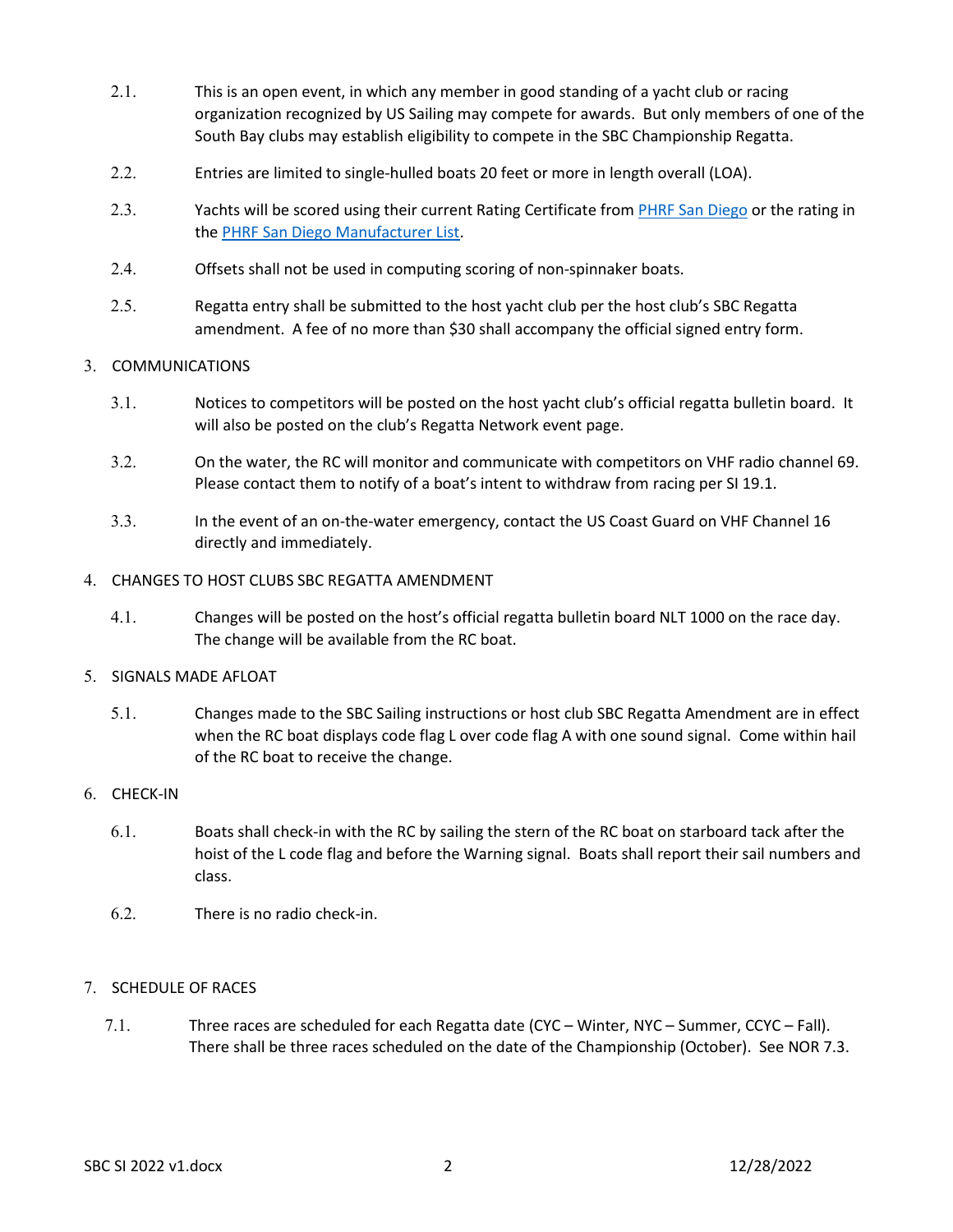2.1. This is an open event, in which any member in good standing of a yacht club or racing organization recognized by US Sailing may compete for awards. But only members of one of the South Bay clubs may establish eligibility to compete in the SBC Championship Regatta.

2.2. Entries are limited to single-hulled boats 20 feet or more in length overall (LOA).

2.3. Yachts will be scored using their current Rating Certificate from [PHRF San Diego]() or the rating in the [PHRF San Diego Manufacturer List]().

2.4. Offsets shall not be used in computing scoring of non-spinnaker boats.

2.5. Regatta entry shall be submitted to the host yacht club per the host club's SBC Regatta amendment. A fee of no more than $30 shall accompany the official signed entry form.

## 3. COMMUNICATIONS

3.1. Notices to competitors will be posted on the host yacht club's official regatta bulletin board. It will also be posted on the club's Regatta Network event page.

3.2. On the water, the RC will monitor and communicate with competitors on VHF radio channel 69. Please contact them to notify of a boat's intent to withdraw from racing per SI 19.1.

3.3. In the event of an on-the-water emergency, contact the US Coast Guard on VHF Channel 16 directly and immediately.

## 4. CHANGES TO HOST CLUBS SBC REGATTA AMENDMENT

4.1. Changes will be posted on the host's official regatta bulletin board NLT 1000 on the race day. The change will be available from the RC boat.

## 5. SIGNALS MADE AFLOAT

5.1. Changes made to the SBC Sailing instructions or host club SBC Regatta Amendment are in effect when the RC boat displays code flag L over code flag A with one sound signal. Come within hail of the RC boat to receive the change.

## 6. CHECK-IN

6.1. Boats shall check-in with the RC by sailing the stern of the RC boat on starboard tack after the hoist of the L code flag and before the Warning signal. Boats shall report their sail numbers and class.

6.2. There is no radio check-in.

## 7. SCHEDULE OF RACES

7.1. Three races are scheduled for each Regatta date (CYC – Winter, NYC – Summer, CCYC – Fall). There shall be three races scheduled on the date of the Championship (October). See NOR 7.3.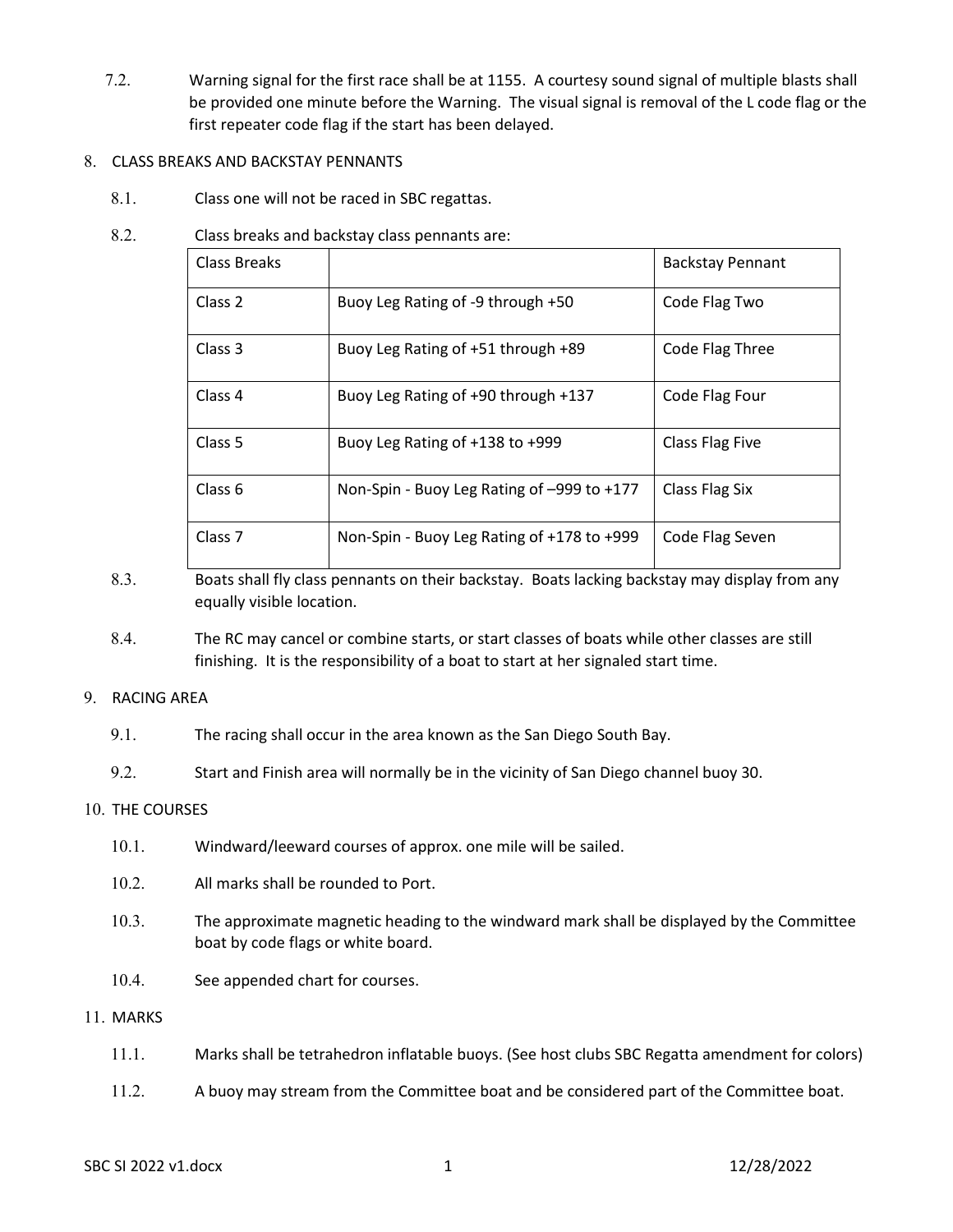7.2. Warning signal for the first race shall be at 1155. A courtesy sound signal of multiple blasts shall be provided one minute before the Warning. The visual signal is removal of the L code flag or the first repeater code flag if the start has been delayed.

## 8. CLASS BREAKS AND BACKSTAY PENNANTS

8.1. Class one will not be raced in SBC regattas.

8.2. Class breaks and backstay class pennants are:

| Class Breaks | | Backstay Pennant |
|---|---|---|
| Class 2 | Buoy Leg Rating of -9 through +50 | Code Flag Two |
| Class 3 | Buoy Leg Rating of +51 through +89 | Code Flag Three |
| Class 4 | Buoy Leg Rating of +90 through +137 | Code Flag Four |
| Class 5 | Buoy Leg Rating of +138 to +999 | Class Flag Five |
| Class 6 | Non-Spin - Buoy Leg Rating of –999 to +177 | Class Flag Six |
| Class 7 | Non-Spin - Buoy Leg Rating of +178 to +999 | Code Flag Seven |

8.3. Boats shall fly class pennants on their backstay. Boats lacking backstay may display from any equally visible location.

8.4. The RC may cancel or combine starts, or start classes of boats while other classes are still finishing. It is the responsibility of a boat to start at her signaled start time.

## 9. RACING AREA

9.1. The racing shall occur in the area known as the San Diego South Bay.

9.2. Start and Finish area will normally be in the vicinity of San Diego channel buoy 30.

## 10. THE COURSES

10.1. Windward/leeward courses of approx. one mile will be sailed.

10.2. All marks shall be rounded to Port.

10.3. The approximate magnetic heading to the windward mark shall be displayed by the Committee boat by code flags or white board.

10.4. See appended chart for courses.

## 11. MARKS

11.1. Marks shall be tetrahedron inflatable buoys. (See host clubs SBC Regatta amendment for colors)

11.2. A buoy may stream from the Committee boat and be considered part of the Committee boat.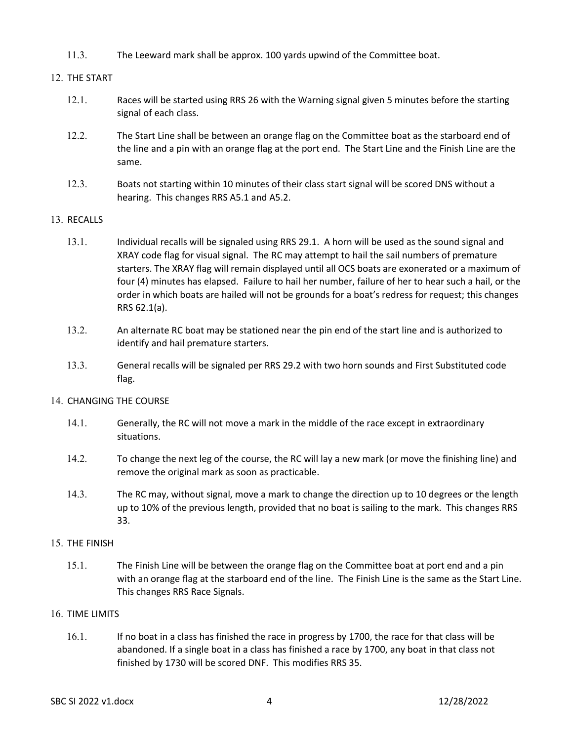11.3. The Leeward mark shall be approx. 100 yards upwind of the Committee boat.

## 12. THE START

12.1. Races will be started using RRS 26 with the Warning signal given 5 minutes before the starting signal of each class.

12.2. The Start Line shall be between an orange flag on the Committee boat as the starboard end of the line and a pin with an orange flag at the port end. The Start Line and the Finish Line are the same.

12.3. Boats not starting within 10 minutes of their class start signal will be scored DNS without a hearing. This changes RRS A5.1 and A5.2.

## 13. RECALLS

13.1. Individual recalls will be signaled using RRS 29.1. A horn will be used as the sound signal and XRAY code flag for visual signal. The RC may attempt to hail the sail numbers of premature starters. The XRAY flag will remain displayed until all OCS boats are exonerated or a maximum of four (4) minutes has elapsed. Failure to hail her number, failure of her to hear such a hail, or the order in which boats are hailed will not be grounds for a boat's redress for request; this changes RRS 62.1(a).

13.2. An alternate RC boat may be stationed near the pin end of the start line and is authorized to identify and hail premature starters.

13.3. General recalls will be signaled per RRS 29.2 with two horn sounds and First Substituted code flag.

## 14. CHANGING THE COURSE

14.1. Generally, the RC will not move a mark in the middle of the race except in extraordinary situations.

14.2. To change the next leg of the course, the RC will lay a new mark (or move the finishing line) and remove the original mark as soon as practicable.

14.3. The RC may, without signal, move a mark to change the direction up to 10 degrees or the length up to 10% of the previous length, provided that no boat is sailing to the mark. This changes RRS 33.

## 15. THE FINISH

15.1. The Finish Line will be between the orange flag on the Committee boat at port end and a pin with an orange flag at the starboard end of the line. The Finish Line is the same as the Start Line. This changes RRS Race Signals.

## 16. TIME LIMITS

16.1. If no boat in a class has finished the race in progress by 1700, the race for that class will be abandoned. If a single boat in a class has finished a race by 1700, any boat in that class not finished by 1730 will be scored DNF. This modifies RRS 35.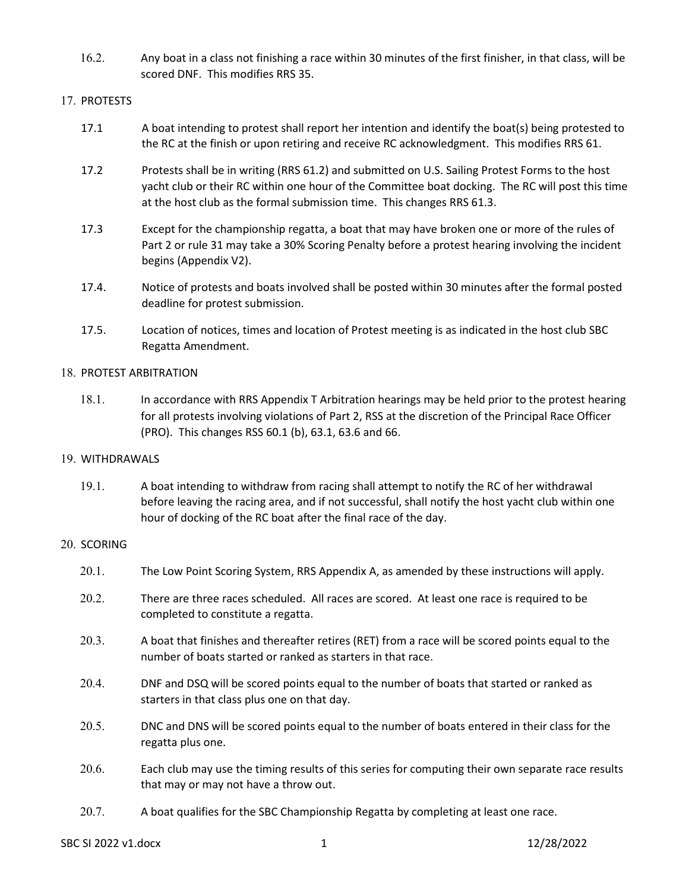16.2. Any boat in a class not finishing a race within 30 minutes of the first finisher, in that class, will be scored DNF. This modifies RRS 35.

## 17. PROTESTS

17.1 A boat intending to protest shall report her intention and identify the boat(s) being protested to the RC at the finish or upon retiring and receive RC acknowledgment. This modifies RRS 61.

17.2 Protests shall be in writing (RRS 61.2) and submitted on U.S. Sailing Protest Forms to the host yacht club or their RC within one hour of the Committee boat docking. The RC will post this time at the host club as the formal submission time. This changes RRS 61.3.

17.3 Except for the championship regatta, a boat that may have broken one or more of the rules of Part 2 or rule 31 may take a 30% Scoring Penalty before a protest hearing involving the incident begins (Appendix V2).

17.4. Notice of protests and boats involved shall be posted within 30 minutes after the formal posted deadline for protest submission.

17.5. Location of notices, times and location of Protest meeting is as indicated in the host club SBC Regatta Amendment.

## 18. PROTEST ARBITRATION

18.1. In accordance with RRS Appendix T Arbitration hearings may be held prior to the protest hearing for all protests involving violations of Part 2, RSS at the discretion of the Principal Race Officer (PRO). This changes RSS 60.1 (b), 63.1, 63.6 and 66.

## 19. WITHDRAWALS

19.1. A boat intending to withdraw from racing shall attempt to notify the RC of her withdrawal before leaving the racing area, and if not successful, shall notify the host yacht club within one hour of docking of the RC boat after the final race of the day.

## 20. SCORING

20.1. The Low Point Scoring System, RRS Appendix A, as amended by these instructions will apply.

20.2. There are three races scheduled. All races are scored. At least one race is required to be completed to constitute a regatta.

20.3. A boat that finishes and thereafter retires (RET) from a race will be scored points equal to the number of boats started or ranked as starters in that race.

20.4. DNF and DSQ will be scored points equal to the number of boats that started or ranked as starters in that class plus one on that day.

20.5. DNC and DNS will be scored points equal to the number of boats entered in their class for the regatta plus one.

20.6. Each club may use the timing results of this series for computing their own separate race results that may or may not have a throw out.

20.7. A boat qualifies for the SBC Championship Regatta by completing at least one race.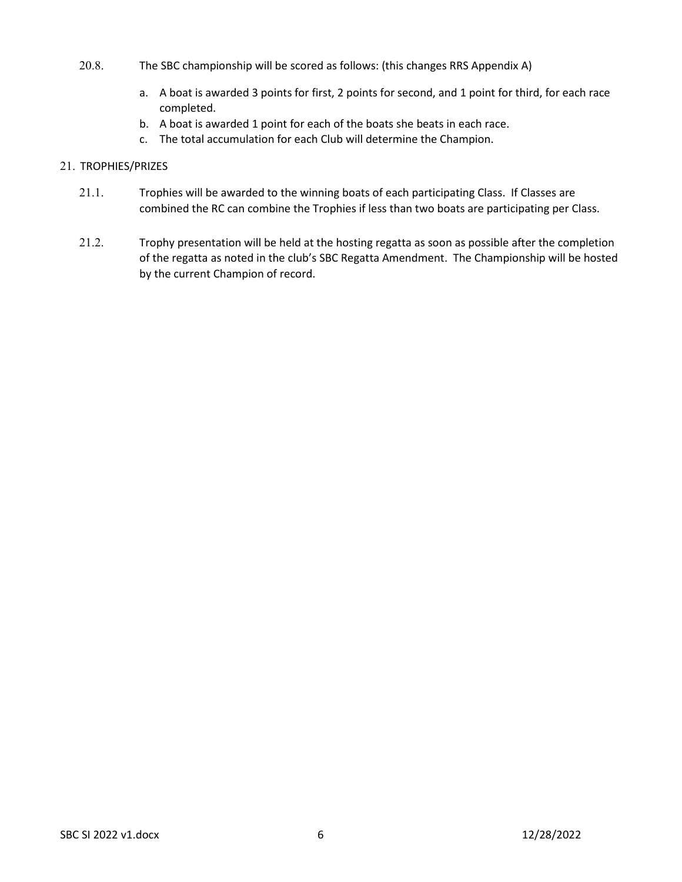20.8. The SBC championship will be scored as follows: (this changes RRS Appendix A)

a. A boat is awarded 3 points for first, 2 points for second, and 1 point for third, for each race completed.
b. A boat is awarded 1 point for each of the boats she beats in each race.
c. The total accumulation for each Club will determine the Champion.

## 21. TROPHIES/PRIZES

21.1. Trophies will be awarded to the winning boats of each participating Class. If Classes are combined the RC can combine the Trophies if less than two boats are participating per Class.

21.2. Trophy presentation will be held at the hosting regatta as soon as possible after the completion of the regatta as noted in the club's SBC Regatta Amendment. The Championship will be hosted by the current Champion of record.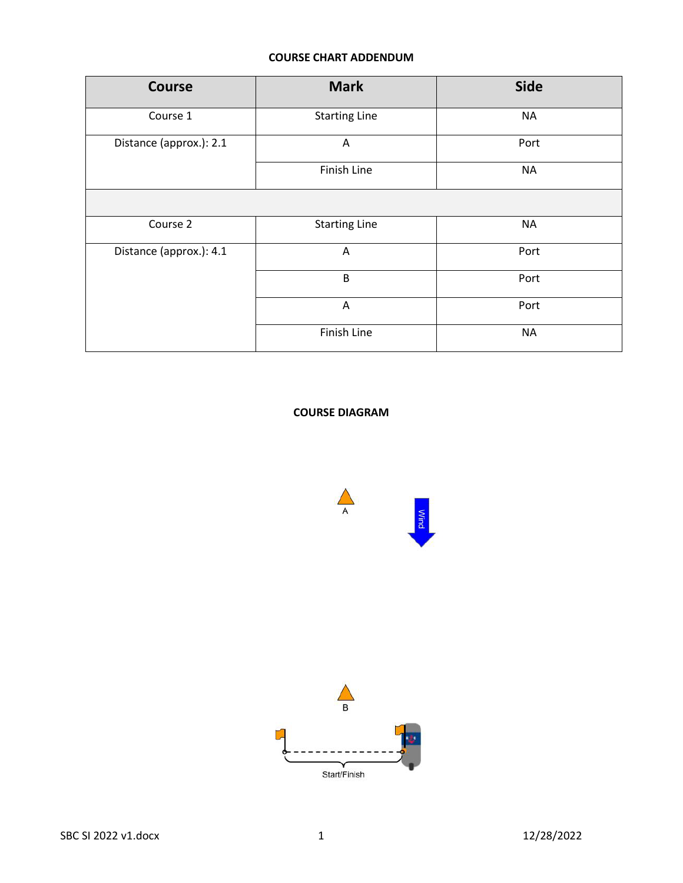**COURSE CHART ADDENDUM**

| Course | Mark | Side |
|---|---|---|
| Course 1 | Starting Line | NA |
| Distance (approx.): 2.1 | A | Port |
| | Finish Line | NA |
| | | |
| Course 2 | Starting Line | NA |
| Distance (approx.): 4.1 | A | Port |
| | B | Port |
| | A | Port |
| | Finish Line | NA |

**COURSE DIAGRAM**

A

Wind

B

Start/Finish